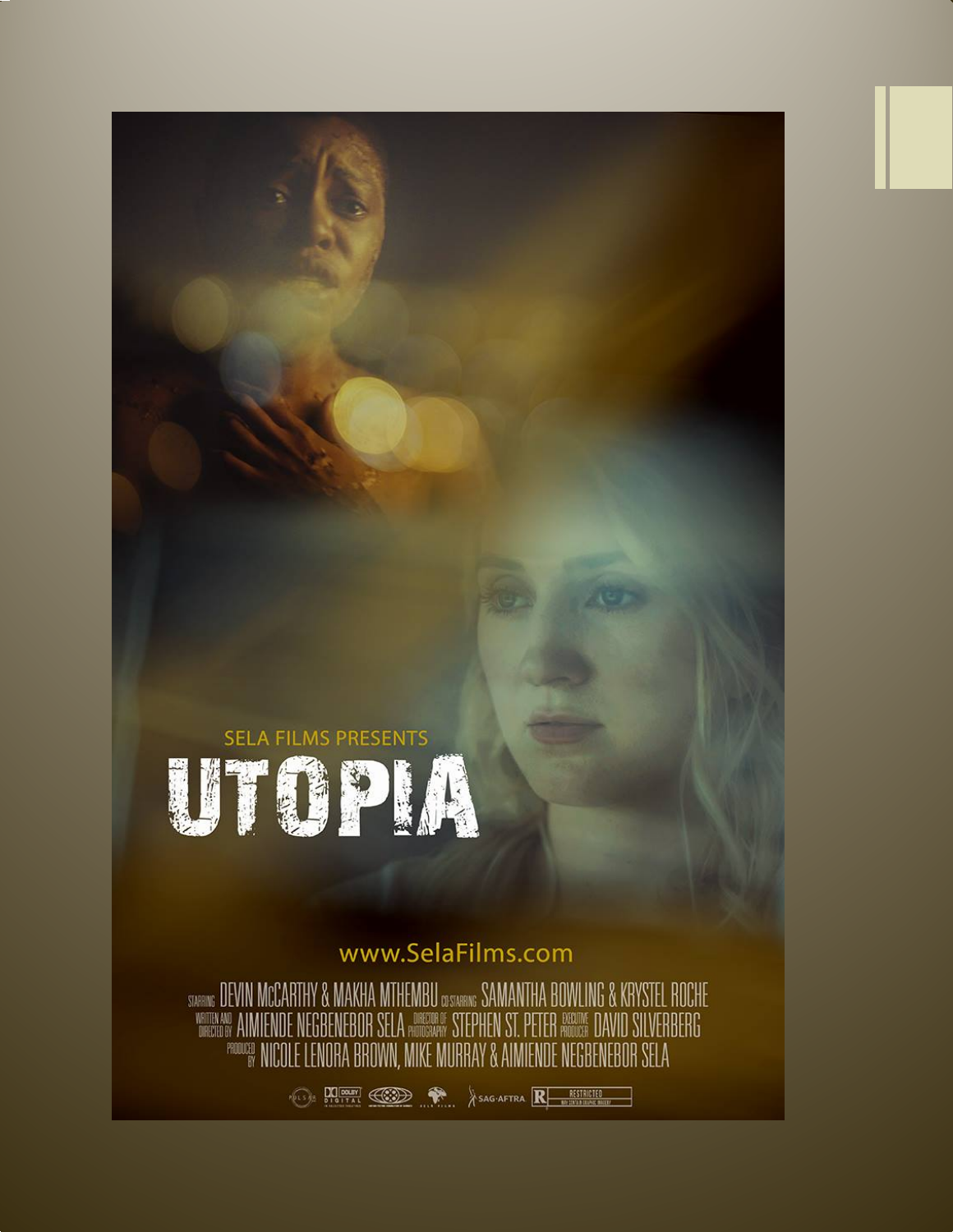SELA FILMS PRESENTS

# UTOPIA

www.SelaFilms.com

STARRING DEVIN McCARTHY & MAKHA MTHEMBU CO-STARRING SAMANTHA BOWLING & KRYSTEL ROCHE
WRITTEN AND DIRECTED BY AIMIENDE NEGBENEBOR SELA DIRECTOR OF PHOTOGRAPHY STEPHEN ST. PETER EXECUTIVE PRODUCER DAVID SILVERBERG
PRODUCED BY NICOLE LENORA BROWN, MIKE MURRAY & AIMIENDE NEGBENEBOR SELA

SAG-AFTRA R RESTRICTED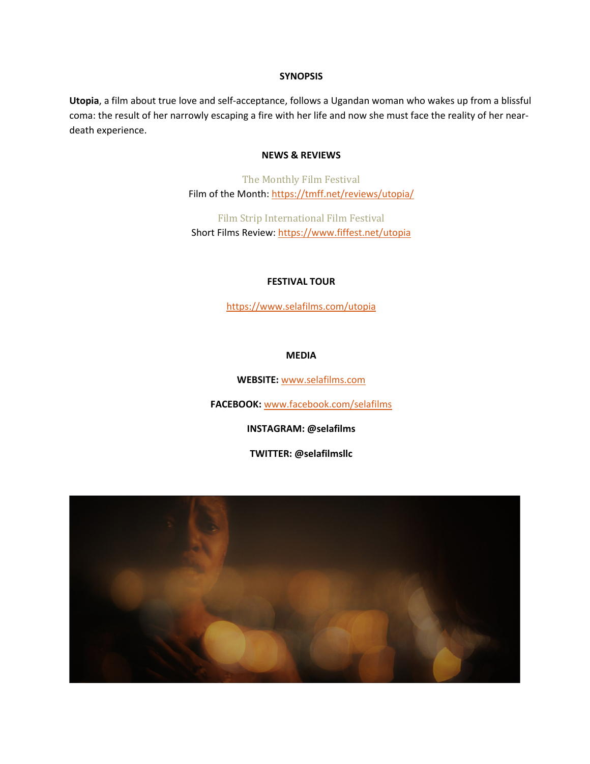## SYNOPSIS

**Utopia**, a film about true love and self-acceptance, follows a Ugandan woman who wakes up from a blissful coma: the result of her narrowly escaping a fire with her life and now she must face the reality of her near-death experience.

## NEWS & REVIEWS

The Monthly Film Festival
Film of the Month: https://tmff.net/reviews/utopia/

Film Strip International Film Festival
Short Films Review: https://www.fiffest.net/utopia

## FESTIVAL TOUR

https://www.selafilms.com/utopia

## MEDIA

**WEBSITE:** www.selafilms.com

**FACEBOOK:** www.facebook.com/selafilms

**INSTAGRAM: @selafilms**

**TWITTER: @selafilmsllc**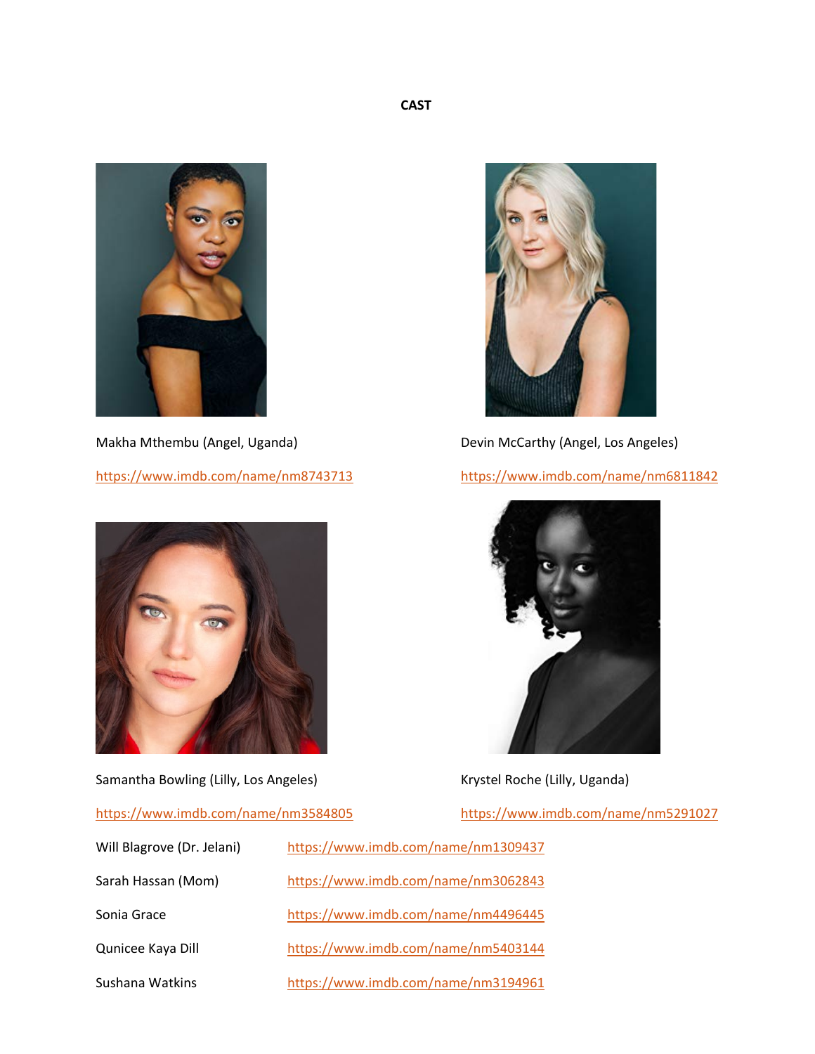**CAST**

Makha Mthembu (Angel, Uganda)

https://www.imdb.com/name/nm8743713

Devin McCarthy (Angel, Los Angeles)

https://www.imdb.com/name/nm6811842

Samantha Bowling (Lilly, Los Angeles)

https://www.imdb.com/name/nm3584805

Krystel Roche (Lilly, Uganda)

https://www.imdb.com/name/nm5291027

Will Blagrove (Dr. Jelani) https://www.imdb.com/name/nm1309437

Sarah Hassan (Mom) https://www.imdb.com/name/nm3062843

Sonia Grace https://www.imdb.com/name/nm4496445

Qunicee Kaya Dill https://www.imdb.com/name/nm5403144

Sushana Watkins https://www.imdb.com/name/nm3194961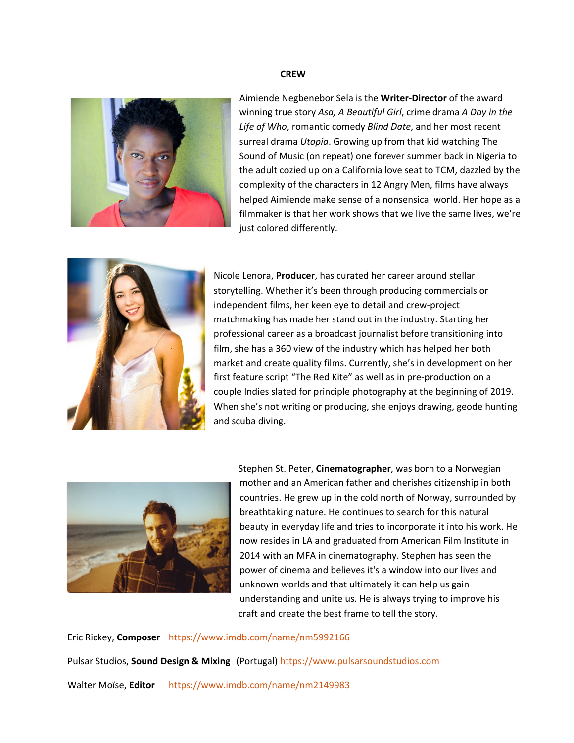## CREW

Aimiende Negbenebor Sela is the **Writer-Director** of the award winning true story *Asa, A Beautiful Girl*, crime drama *A Day in the Life of Who*, romantic comedy *Blind Date*, and her most recent surreal drama *Utopia*. Growing up from that kid watching The Sound of Music (on repeat) one forever summer back in Nigeria to the adult cozied up on a California love seat to TCM, dazzled by the complexity of the characters in 12 Angry Men, films have always helped Aimiende make sense of a nonsensical world. Her hope as a filmmaker is that her work shows that we live the same lives, we're just colored differently.

Nicole Lenora, **Producer**, has curated her career around stellar storytelling. Whether it's been through producing commercials or independent films, her keen eye to detail and crew-project matchmaking has made her stand out in the industry. Starting her professional career as a broadcast journalist before transitioning into film, she has a 360 view of the industry which has helped her both market and create quality films. Currently, she's in development on her first feature script "The Red Kite" as well as in pre-production on a couple Indies slated for principle photography at the beginning of 2019. When she's not writing or producing, she enjoys drawing, geode hunting and scuba diving.

Stephen St. Peter, **Cinematographer**, was born to a Norwegian mother and an American father and cherishes citizenship in both countries. He grew up in the cold north of Norway, surrounded by breathtaking nature. He continues to search for this natural beauty in everyday life and tries to incorporate it into his work. He now resides in LA and graduated from American Film Institute in 2014 with an MFA in cinematography. Stephen has seen the power of cinema and believes it's a window into our lives and unknown worlds and that ultimately it can help us gain understanding and unite us. He is always trying to improve his craft and create the best frame to tell the story.

Eric Rickey, **Composer** https://www.imdb.com/name/nm5992166

Pulsar Studios, **Sound Design & Mixing** (Portugal) https://www.pulsarsoundstudios.com

Walter Moïse, **Editor** https://www.imdb.com/name/nm2149983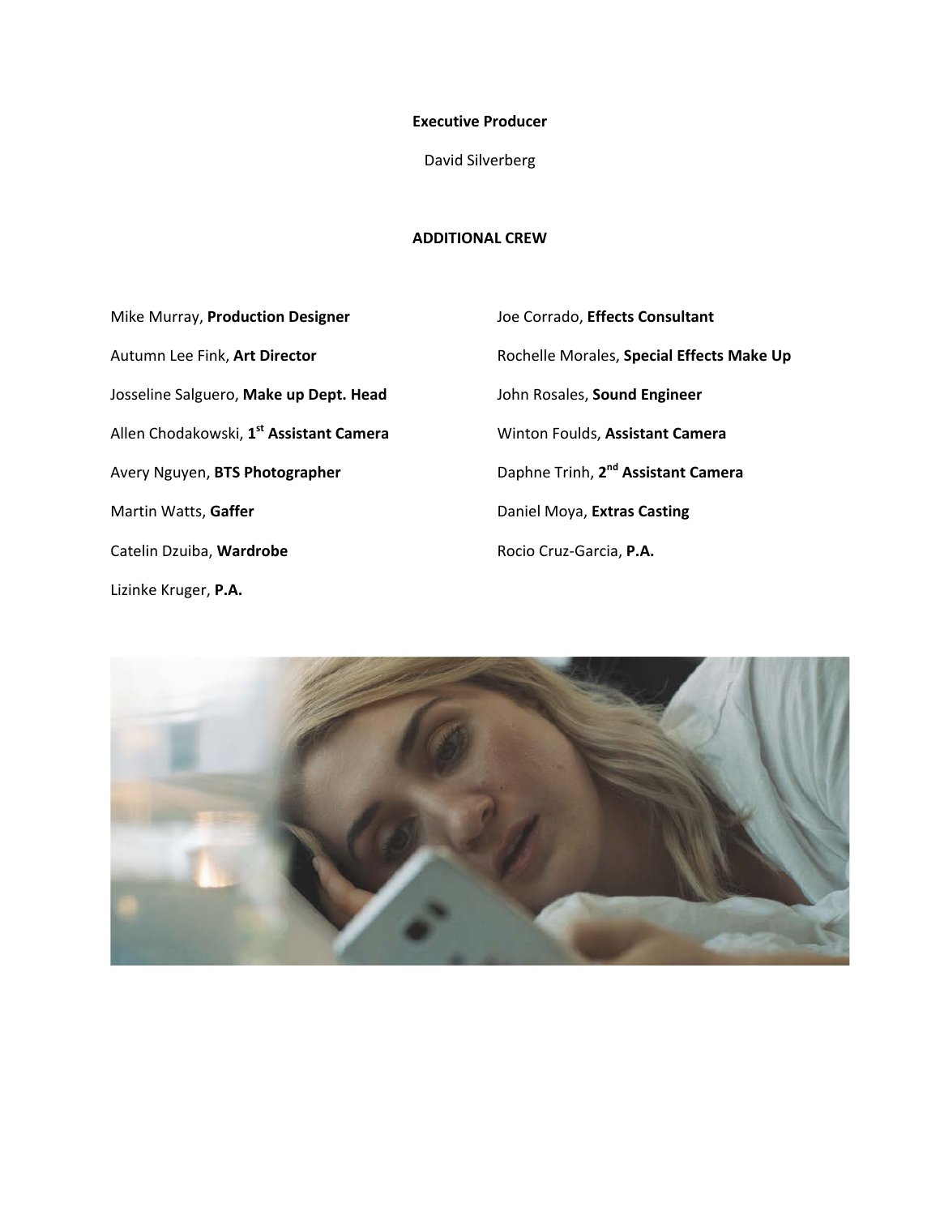**Executive Producer**

David Silverberg

**ADDITIONAL CREW**

Mike Murray, **Production Designer**

Autumn Lee Fink, **Art Director**

Josseline Salguero, **Make up Dept. Head**

Allen Chodakowski, **1st Assistant Camera**

Avery Nguyen, **BTS Photographer**

Martin Watts, **Gaffer**

Catelin Dzuiba, **Wardrobe**

Lizinke Kruger, **P.A.**

Joe Corrado, **Effects Consultant**

Rochelle Morales, **Special Effects Make Up**

John Rosales, **Sound Engineer**

Winton Foulds, **Assistant Camera**

Daphne Trinh, **2nd Assistant Camera**

Daniel Moya, **Extras Casting**

Rocio Cruz-Garcia, **P.A.**